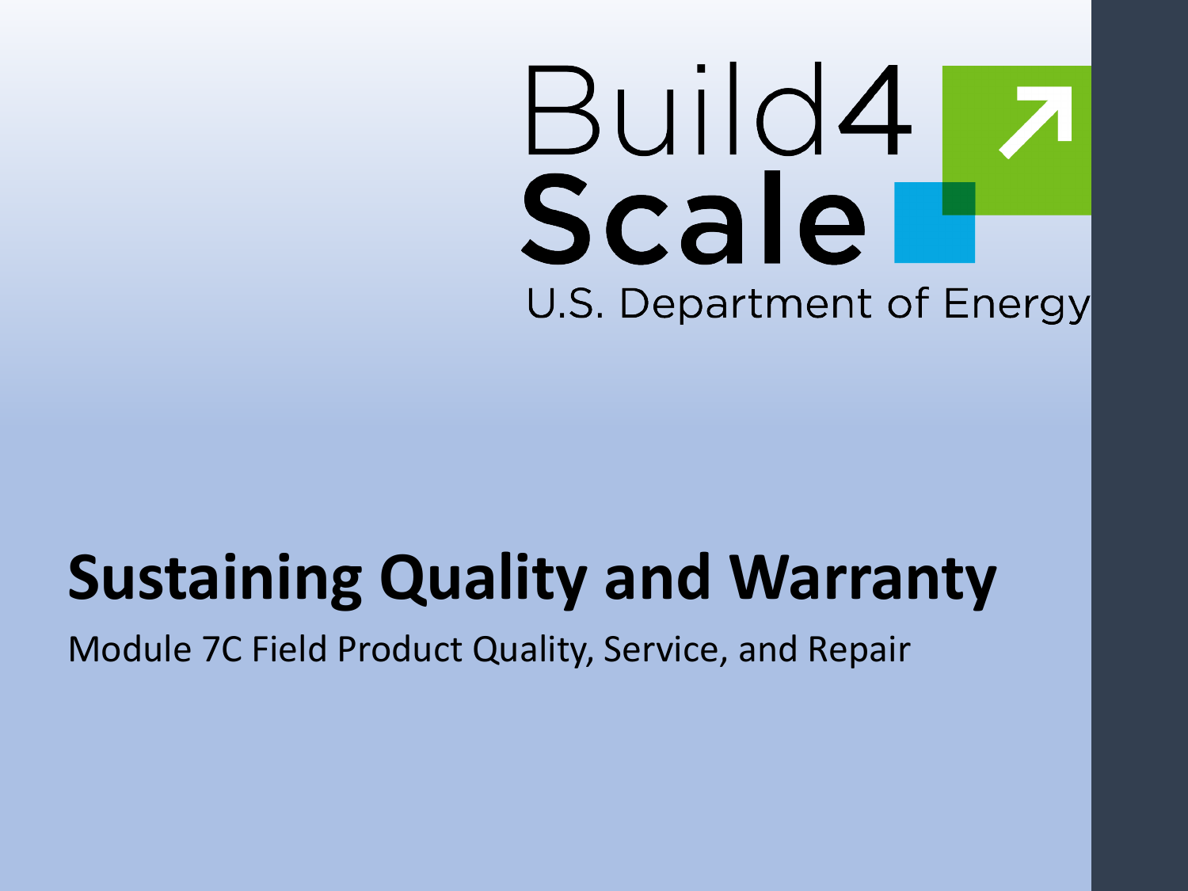Build4 Scale
U.S. Department of Energy

# Sustaining Quality and Warranty

Module 7C Field Product Quality, Service, and Repair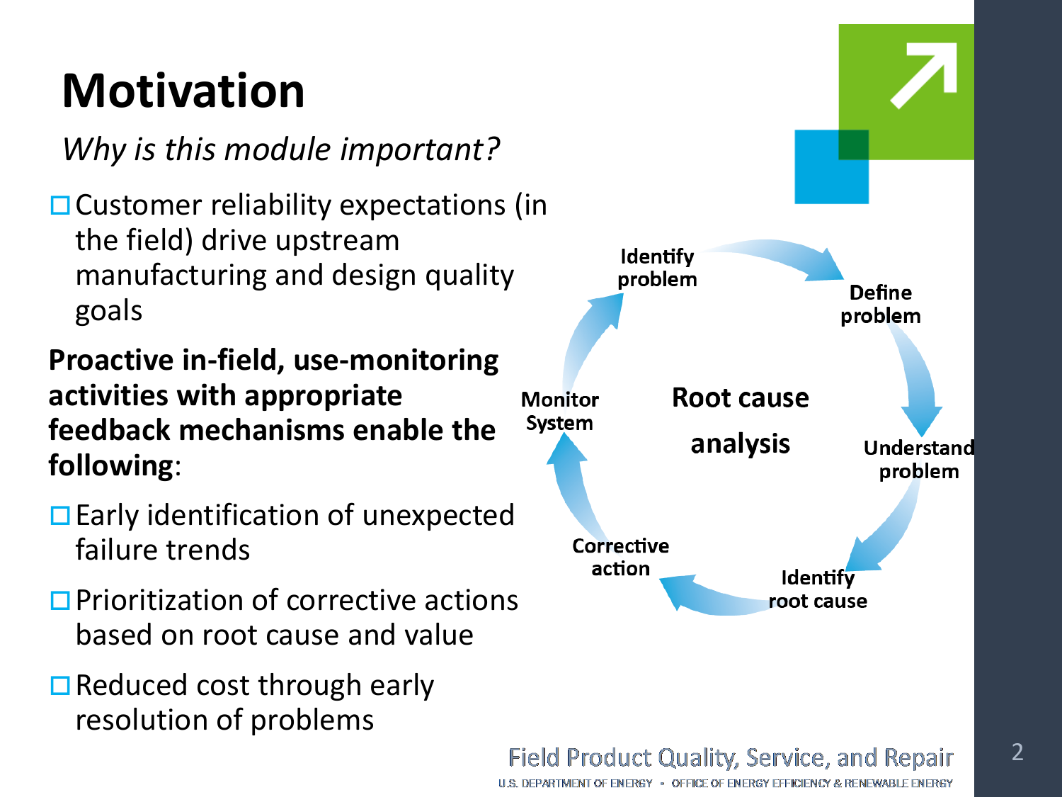# Motivation

*Why is this module important?*

- Customer reliability expectations (in the field) drive upstream manufacturing and design quality goals

**Proactive in-field, use-monitoring activities with appropriate feedback mechanisms enable the following**:

- Early identification of unexpected failure trends
- Prioritization of corrective actions based on root cause and value
- Reduced cost through early resolution of problems

**Root cause analysis**

Identify problem → Define problem → Understand problem → Identify root cause → Corrective action → Monitor System → Identify problem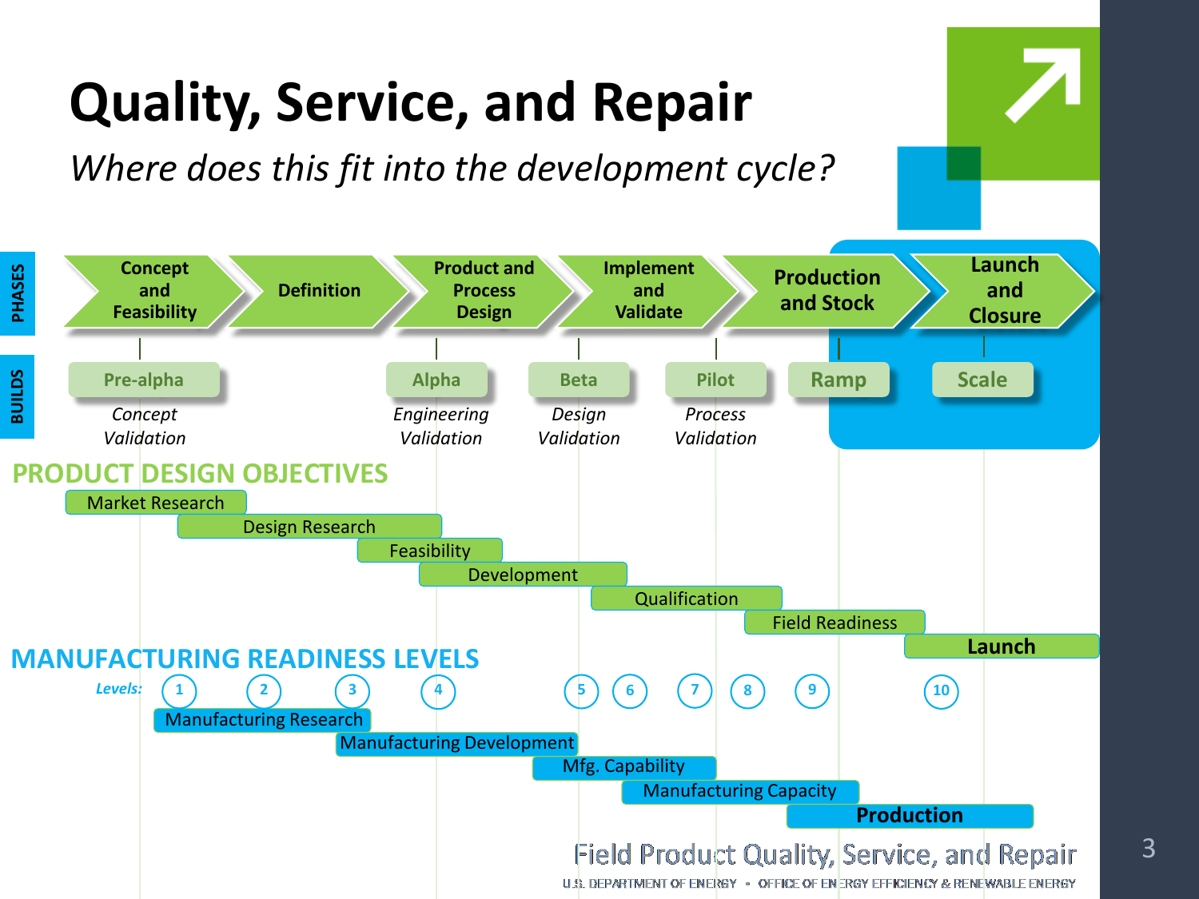# Quality, Service, and Repair

*Where does this fit into the development cycle?*

**PHASES**

| Concept and Feasibility | Definition | Product and Process Design | Implement and Validate | Production and Stock | Launch and Closure |
|---|---|---|---|---|---|

**BUILDS**

| Pre-alpha | Alpha | Beta | Pilot | Ramp | Scale |
|---|---|---|---|---|---|
| *Concept Validation* | *Engineering Validation* | *Design Validation* | *Process Validation* | | |

## PRODUCT DESIGN OBJECTIVES

- Market Research
- Design Research
- Feasibility
- Development
- Qualification
- Field Readiness
- **Launch**

## MANUFACTURING READINESS LEVELS

*Levels:* 1, 2, 3, 4, 5, 6, 7, 8, 9, 10

- Manufacturing Research
- Manufacturing Development
- Mfg. Capability
- Manufacturing Capacity
- **Production**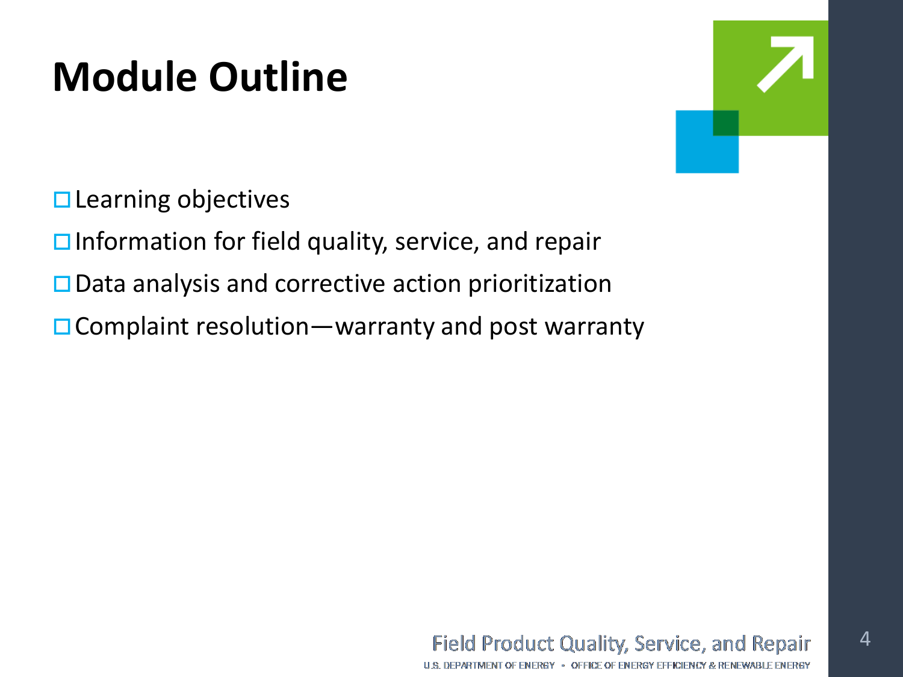# Module Outline

- Learning objectives
- Information for field quality, service, and repair
- Data analysis and corrective action prioritization
- Complaint resolution—warranty and post warranty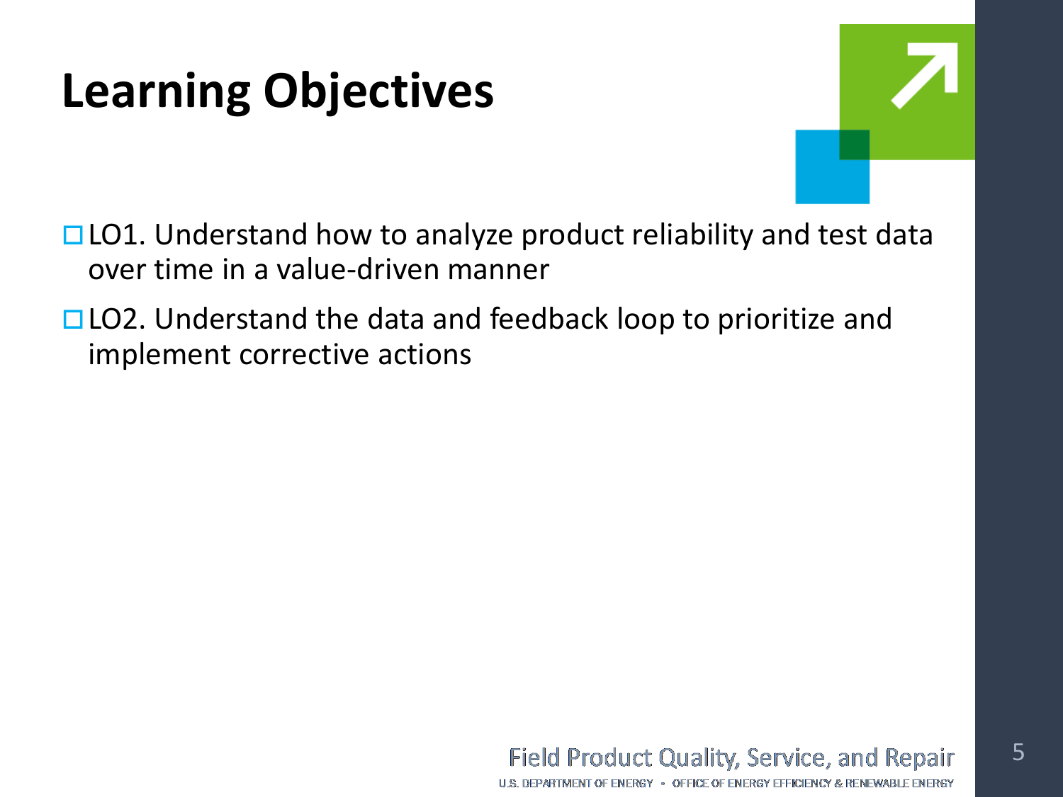# Learning Objectives

- LO1. Understand how to analyze product reliability and test data over time in a value-driven manner
- LO2. Understand the data and feedback loop to prioritize and implement corrective actions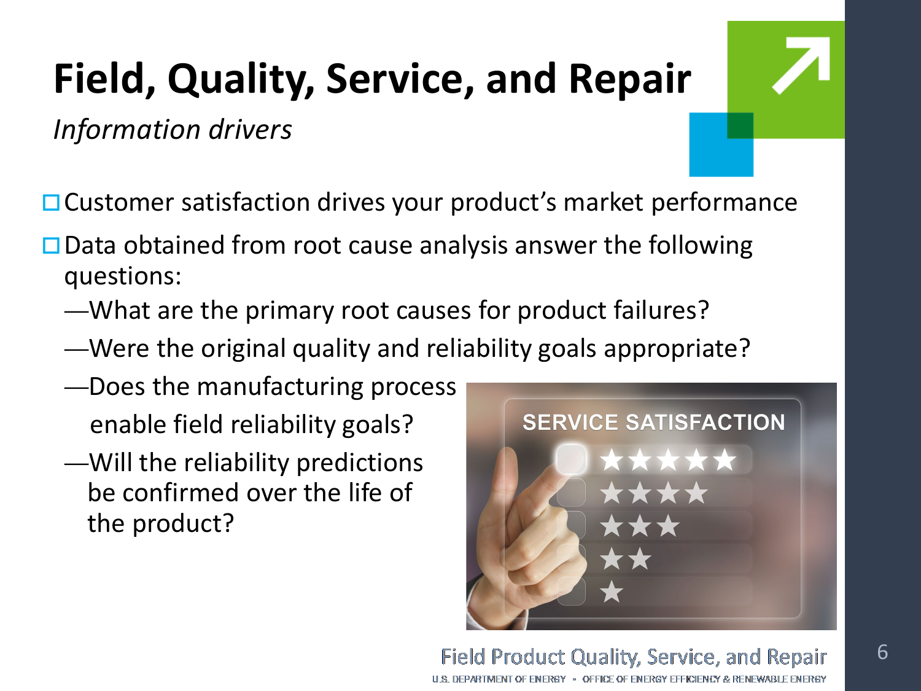# Field, Quality, Service, and Repair

*Information drivers*

- Customer satisfaction drives your product's market performance
- Data obtained from root cause analysis answer the following questions:
  - What are the primary root causes for product failures?
  - Were the original quality and reliability goals appropriate?
  - Does the manufacturing process enable field reliability goals?
  - Will the reliability predictions be confirmed over the life of the product?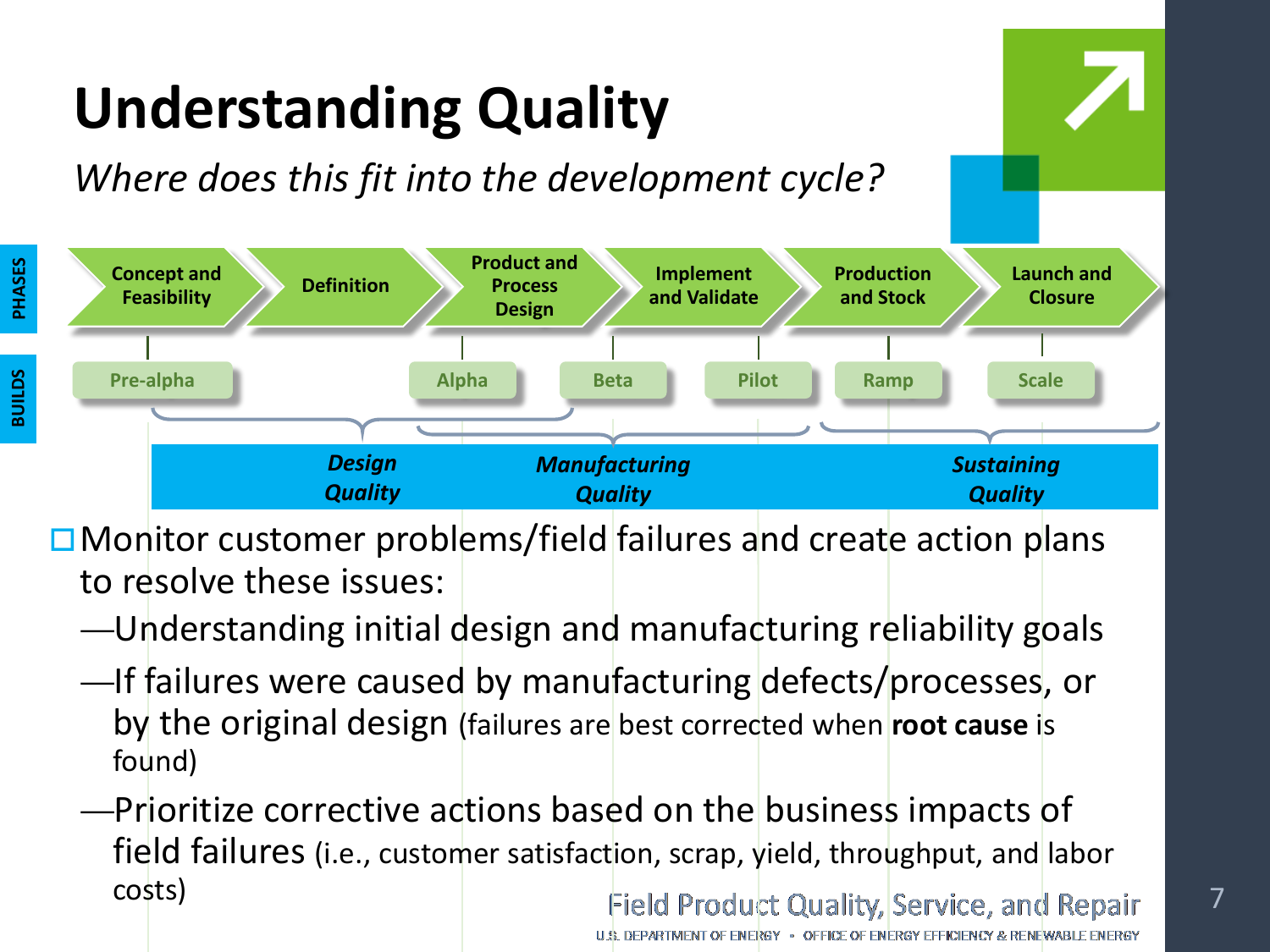# Understanding Quality

*Where does this fit into the development cycle?*

PHASES: Concept and Feasibility → Definition → Product and Process Design → Implement and Validate → Production and Stock → Launch and Closure

BUILDS: Pre-alpha, Alpha, Beta, Pilot, Ramp, Scale

***Design Quality*** | ***Manufacturing Quality*** | ***Sustaining Quality***

- Monitor customer problems/field failures and create action plans to resolve these issues:
  - —Understanding initial design and manufacturing reliability goals
  - —If failures were caused by manufacturing defects/processes, or by the original design (failures are best corrected when **root cause** is found)
  - —Prioritize corrective actions based on the business impacts of field failures (i.e., customer satisfaction, scrap, yield, throughput, and labor costs)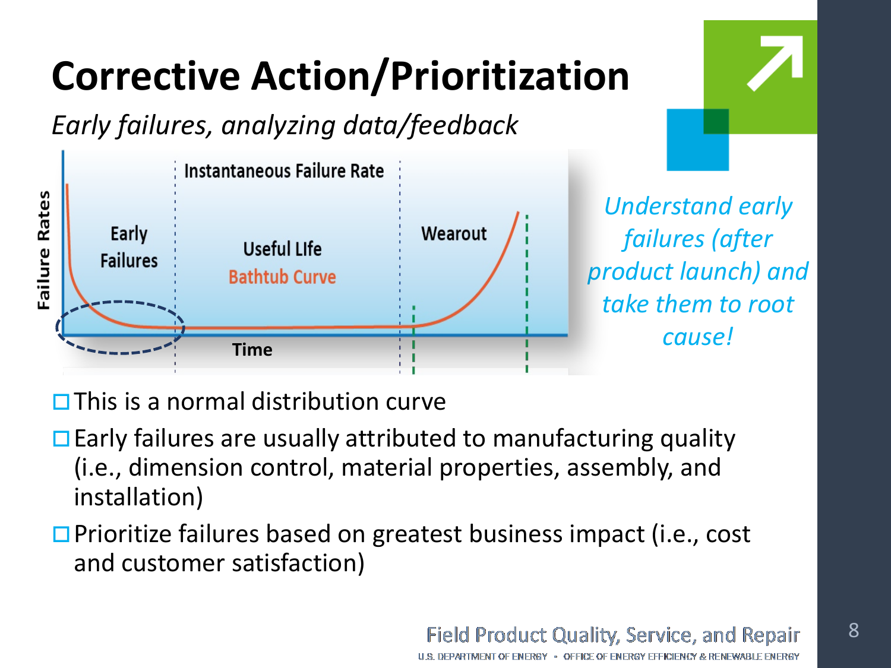# Corrective Action/Prioritization

*Early failures, analyzing data/feedback*

*Understand early failures (after product launch) and take them to root cause!*

- This is a normal distribution curve
- Early failures are usually attributed to manufacturing quality (i.e., dimension control, material properties, assembly, and installation)
- Prioritize failures based on greatest business impact (i.e., cost and customer satisfaction)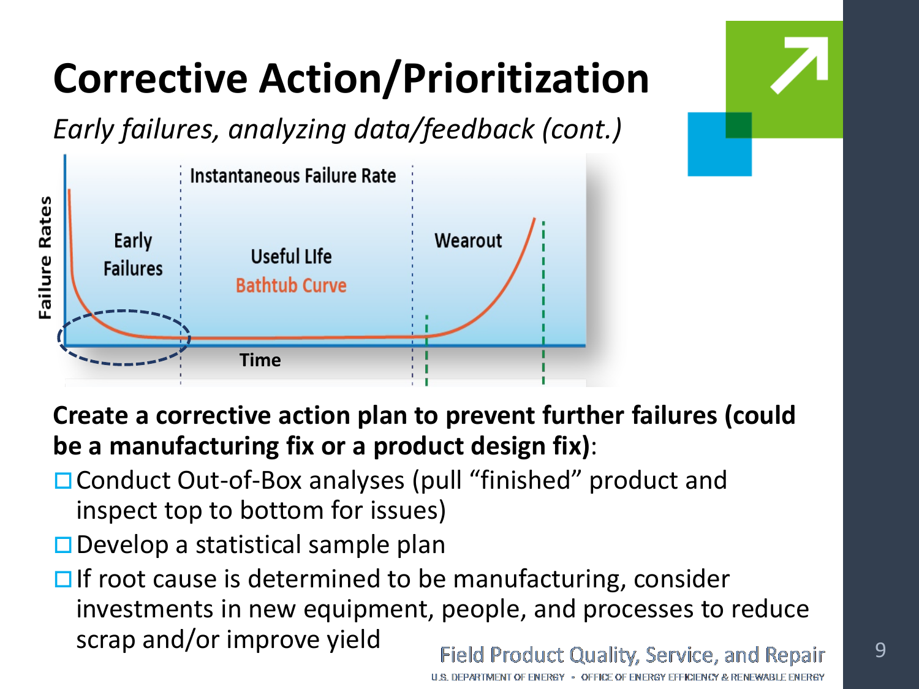# Corrective Action/Prioritization

*Early failures, analyzing data/feedback (cont.)*

**Create a corrective action plan to prevent further failures (could be a manufacturing fix or a product design fix)**:

- ☐ Conduct Out-of-Box analyses (pull "finished" product and inspect top to bottom for issues)
- ☐ Develop a statistical sample plan
- ☐ If root cause is determined to be manufacturing, consider investments in new equipment, people, and processes to reduce scrap and/or improve yield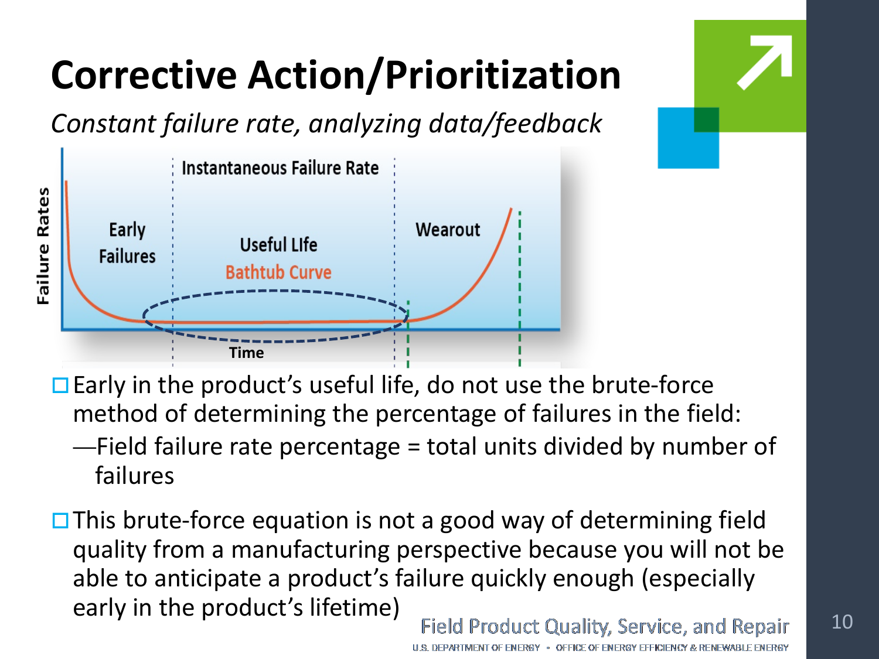# Corrective Action/Prioritization

*Constant failure rate, analyzing data/feedback*

- Early in the product's useful life, do not use the brute-force method of determining the percentage of failures in the field:
  - —Field failure rate percentage = total units divided by number of failures
- This brute-force equation is not a good way of determining field quality from a manufacturing perspective because you will not be able to anticipate a product's failure quickly enough (especially early in the product's lifetime)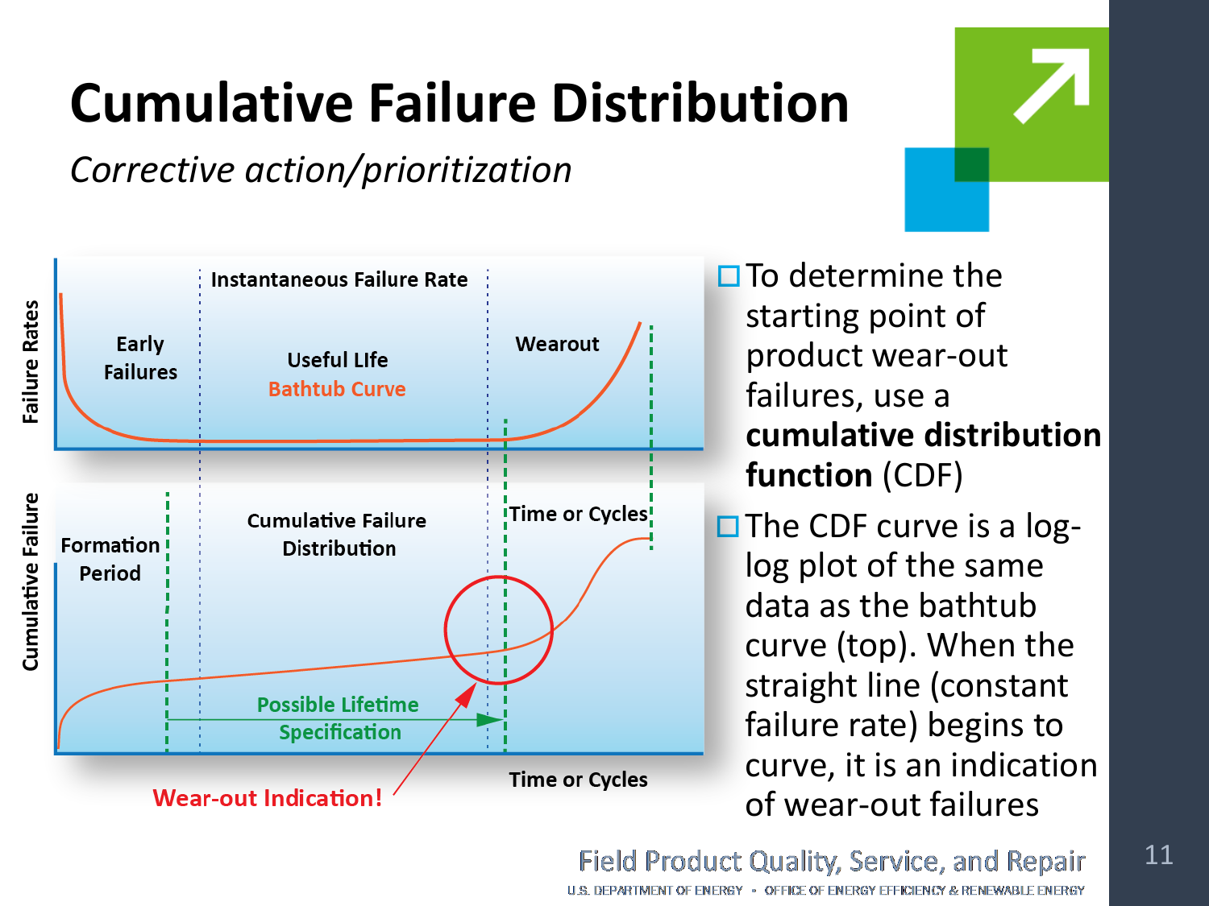# Cumulative Failure Distribution

*Corrective action/prioritization*

Failure Rates

Instantaneous Failure Rate

Early Failures

Useful LIfe

Bathtub Curve

Wearout

Cumulative Failure

Formation Period

Cumulative Failure Distribution

Time or Cycles

Possible Lifetime Specification

Wear-out Indication!

Time or Cycles

- To determine the starting point of product wear-out failures, use a **cumulative distribution function** (CDF)
- The CDF curve is a log-log plot of the same data as the bathtub curve (top). When the straight line (constant failure rate) begins to curve, it is an indication of wear-out failures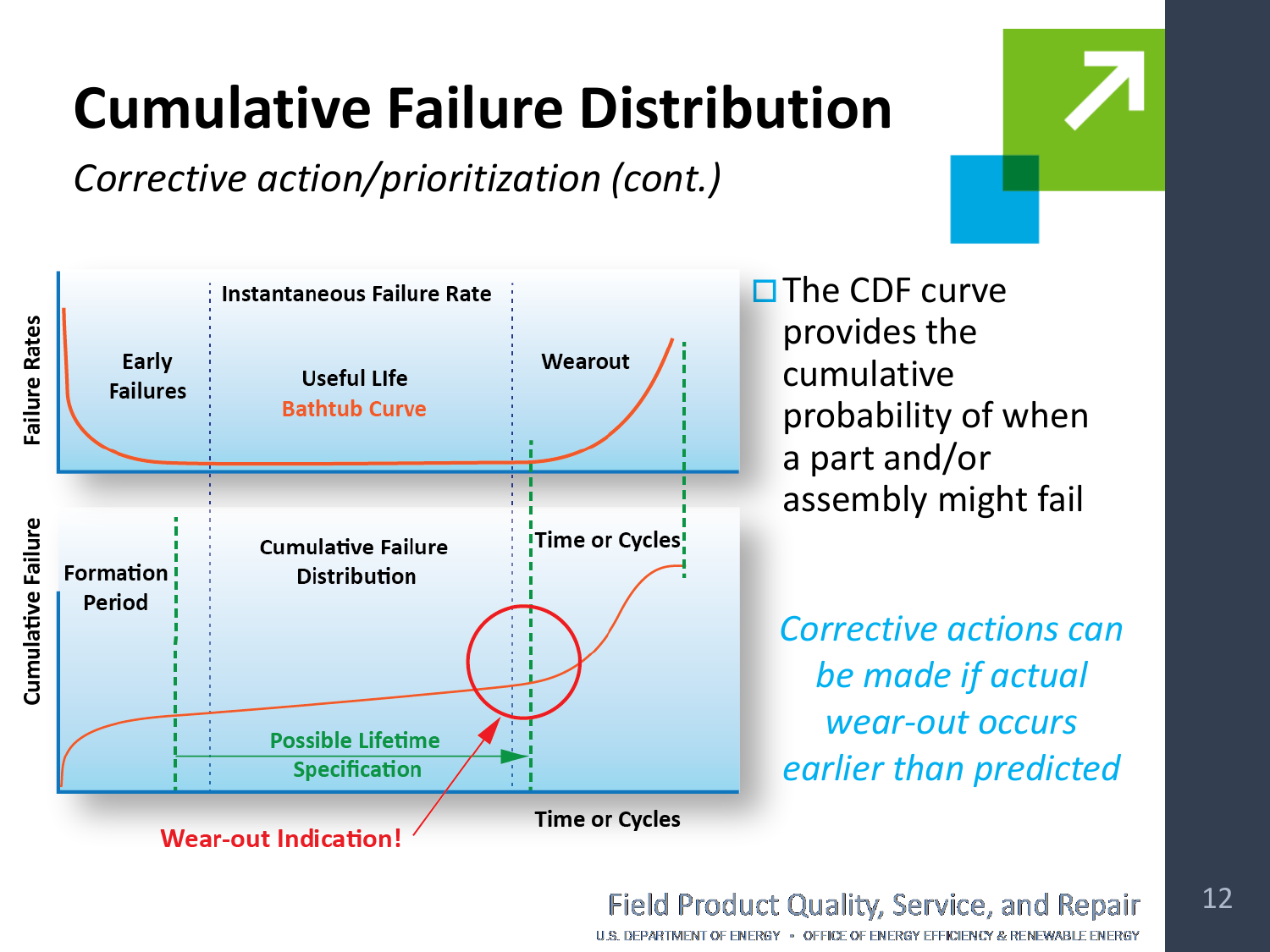# Cumulative Failure Distribution

*Corrective action/prioritization (cont.)*

Failure Rates

Instantaneous Failure Rate

Early Failures

Useful LIfe

Bathtub Curve

Wearout

Cumulative Failure

Formation Period

Cumulative Failure Distribution

Time or Cycles

Possible Lifetime Specification

Time or Cycles

Wear-out Indication!

- The CDF curve provides the cumulative probability of when a part and/or assembly might fail

*Corrective actions can be made if actual wear-out occurs earlier than predicted*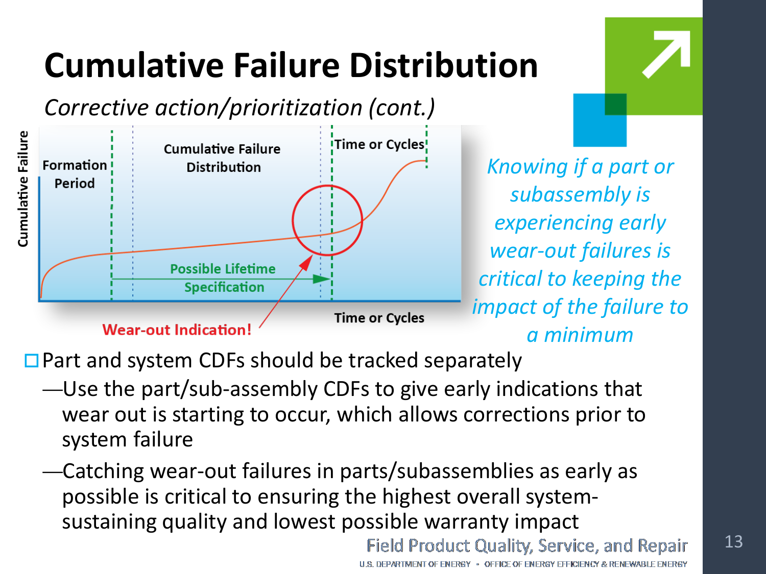# Cumulative Failure Distribution

*Corrective action/prioritization (cont.)*

Cumulative Failure

Formation Period

Cumulative Failure Distribution

Time or Cycles

Possible Lifetime Specification

Wear-out Indication!

Time or Cycles

*Knowing if a part or subassembly is experiencing early wear-out failures is critical to keeping the impact of the failure to a minimum*

- Part and system CDFs should be tracked separately
  - —Use the part/sub-assembly CDFs to give early indications that wear out is starting to occur, which allows corrections prior to system failure
  - —Catching wear-out failures in parts/subassemblies as early as possible is critical to ensuring the highest overall system-sustaining quality and lowest possible warranty impact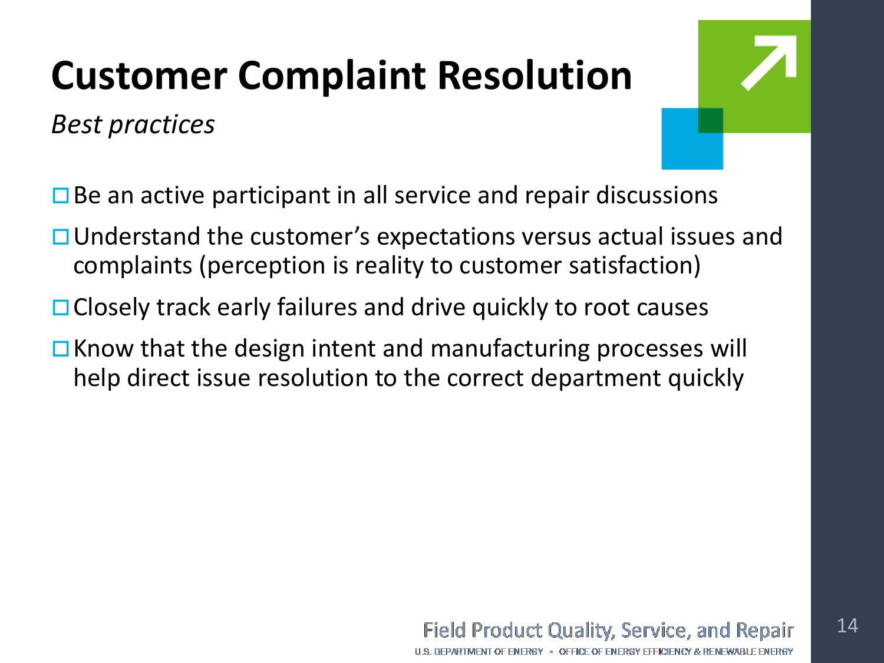# Customer Complaint Resolution

*Best practices*

- Be an active participant in all service and repair discussions
- Understand the customer's expectations versus actual issues and complaints (perception is reality to customer satisfaction)
- Closely track early failures and drive quickly to root causes
- Know that the design intent and manufacturing processes will help direct issue resolution to the correct department quickly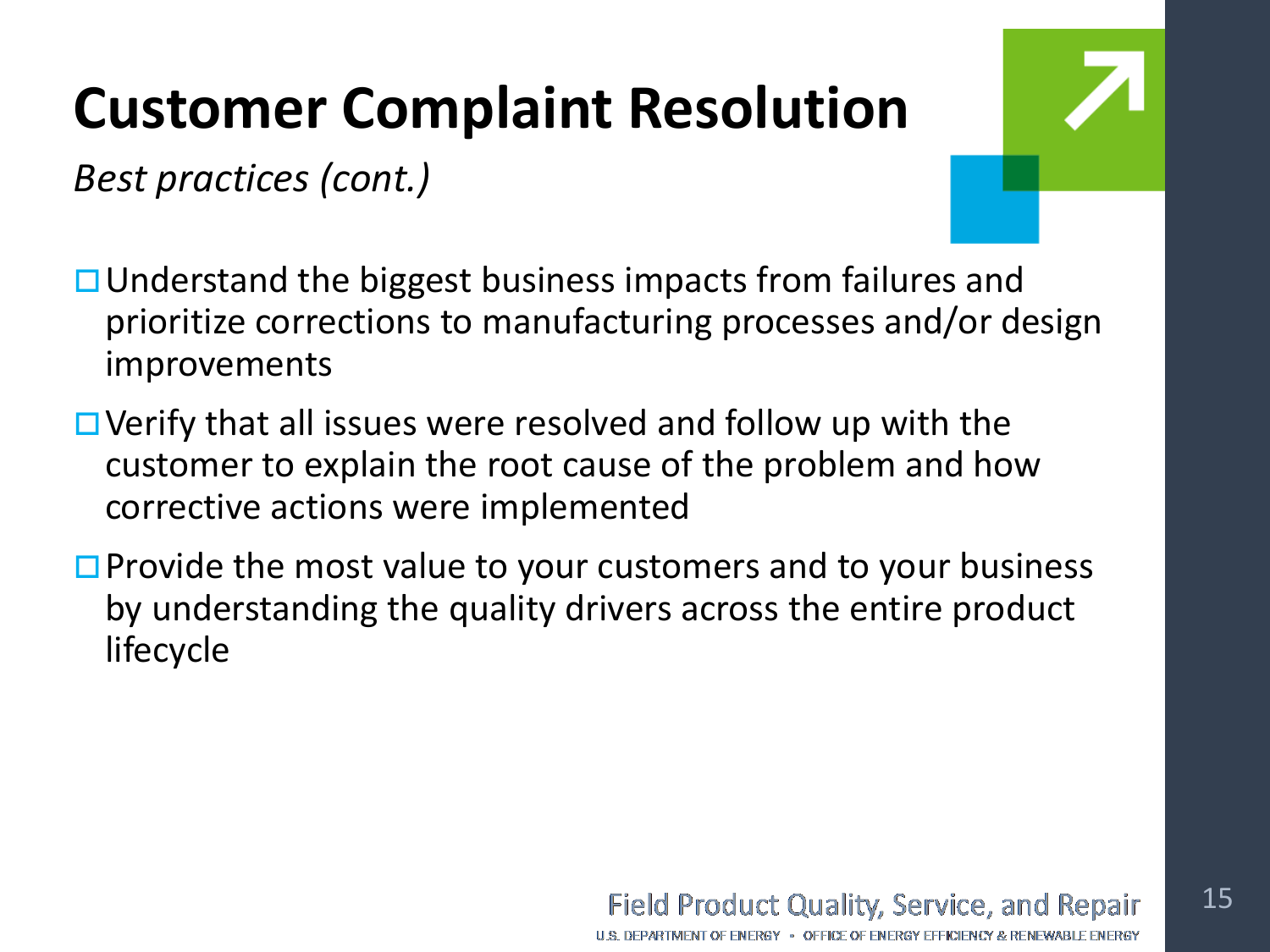# Customer Complaint Resolution

*Best practices (cont.)*

- Understand the biggest business impacts from failures and prioritize corrections to manufacturing processes and/or design improvements
- Verify that all issues were resolved and follow up with the customer to explain the root cause of the problem and how corrective actions were implemented
- Provide the most value to your customers and to your business by understanding the quality drivers across the entire product lifecycle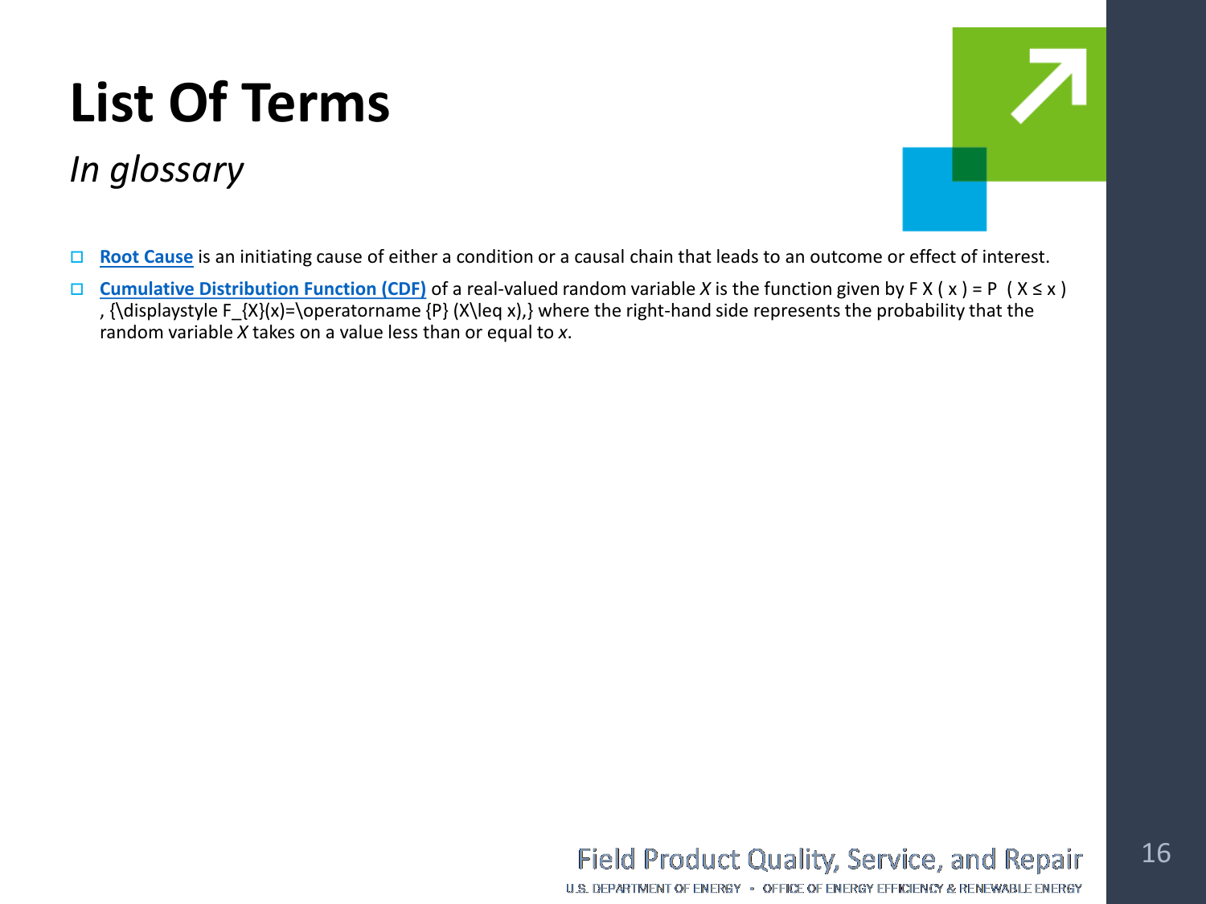# List Of Terms

*In glossary*

- **Root Cause** is an initiating cause of either a condition or a causal chain that leads to an outcome or effect of interest.
- **Cumulative Distribution Function (CDF)** of a real-valued random variable *X* is the function given by $F_X(x) = \operatorname{P}(X \leq x)$, {\displaystyle F_{X}(x)=\operatorname {P} (X\leq x),} where the right-hand side represents the probability that the random variable *X* takes on a value less than or equal to *x*.